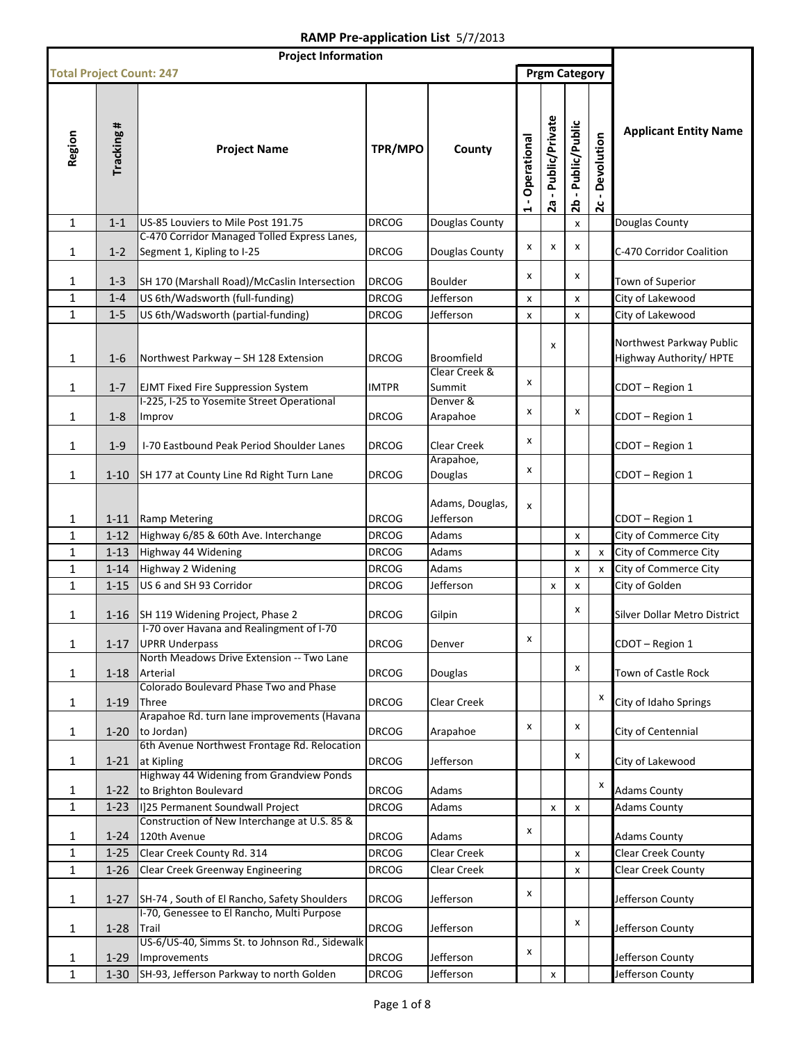# RAMP Pre-application List 5/7/2013

| Project Information | | | | | | | | | |
|---|---|---|---|---|---|---|---|---|---|
| **Total Project Count: 247** | | | | | **Prgm Category** | | | | |
| **Region** | **Tracking #** | **Project Name** | **TPR/MPO** | **County** | **1 - Operational** | **2a - Public/Private** | **2b - Public/Public** | **2c - Devolution** | **Applicant Entity Name** |
| 1 | 1-1 | US-85 Louviers to Mile Post 191.75 | DRCOG | Douglas County | | | x | | Douglas County |
| 1 | 1-2 | C-470 Corridor Managed Tolled Express Lanes, Segment 1, Kipling to I-25 | DRCOG | Douglas County | x | x | x | | C-470 Corridor Coalition |
| 1 | 1-3 | SH 170 (Marshall Road)/McCaslin Intersection | DRCOG | Boulder | x | | x | | Town of Superior |
| 1 | 1-4 | US 6th/Wadsworth (full-funding) | DRCOG | Jefferson | x | | x | | City of Lakewood |
| 1 | 1-5 | US 6th/Wadsworth (partial-funding) | DRCOG | Jefferson | x | | x | | City of Lakewood |
| 1 | 1-6 | Northwest Parkway – SH 128 Extension | DRCOG | Broomfield | | x | | | Northwest Parkway Public Highway Authority/ HPTE |
| 1 | 1-7 | EJMT Fixed Fire Suppression System | IMTPR | Clear Creek & Summit | x | | | | CDOT – Region 1 |
| 1 | 1-8 | I-225, I-25 to Yosemite Street Operational Improv | DRCOG | Denver & Arapahoe | x | | x | | CDOT – Region 1 |
| 1 | 1-9 | I-70 Eastbound Peak Period Shoulder Lanes | DRCOG | Clear Creek | x | | | | CDOT – Region 1 |
| 1 | 1-10 | SH 177 at County Line Rd Right Turn Lane | DRCOG | Arapahoe, Douglas | x | | | | CDOT – Region 1 |
| 1 | 1-11 | Ramp Metering | DRCOG | Adams, Douglas, Jefferson | x | | | | CDOT – Region 1 |
| 1 | 1-12 | Highway 6/85 & 60th Ave. Interchange | DRCOG | Adams | | | x | | City of Commerce City |
| 1 | 1-13 | Highway 44 Widening | DRCOG | Adams | | | x | x | City of Commerce City |
| 1 | 1-14 | Highway 2 Widening | DRCOG | Adams | | | x | x | City of Commerce City |
| 1 | 1-15 | US 6 and SH 93 Corridor | DRCOG | Jefferson | | x | x | | City of Golden |
| 1 | 1-16 | SH 119 Widening Project, Phase 2 | DRCOG | Gilpin | | | x | | Silver Dollar Metro District |
| 1 | 1-17 | I-70 over Havana and Realingment of I-70 UPRR Underpass | DRCOG | Denver | x | | | | CDOT – Region 1 |
| 1 | 1-18 | North Meadows Drive Extension -- Two Lane Arterial | DRCOG | Douglas | | | x | | Town of Castle Rock |
| 1 | 1-19 | Colorado Boulevard Phase Two and Phase Three | DRCOG | Clear Creek | | | | x | City of Idaho Springs |
| 1 | 1-20 | Arapahoe Rd. turn lane improvements (Havana to Jordan) | DRCOG | Arapahoe | x | | x | | City of Centennial |
| 1 | 1-21 | 6th Avenue Northwest Frontage Rd. Relocation at Kipling | DRCOG | Jefferson | | | x | | City of Lakewood |
| 1 | 1-22 | Highway 44 Widening from Grandview Ponds to Brighton Boulevard | DRCOG | Adams | | | | x | Adams County |
| 1 | 1-23 | I]25 Permanent Soundwall Project | DRCOG | Adams | | x | x | | Adams County |
| 1 | 1-24 | Construction of New Interchange at U.S. 85 & 120th Avenue | DRCOG | Adams | x | | | | Adams County |
| 1 | 1-25 | Clear Creek County Rd. 314 | DRCOG | Clear Creek | | | x | | Clear Creek County |
| 1 | 1-26 | Clear Creek Greenway Engineering | DRCOG | Clear Creek | | | x | | Clear Creek County |
| 1 | 1-27 | SH-74 , South of El Rancho, Safety Shoulders | DRCOG | Jefferson | x | | | | Jefferson County |
| 1 | 1-28 | I-70, Genessee to El Rancho, Multi Purpose Trail | DRCOG | Jefferson | | | x | | Jefferson County |
| 1 | 1-29 | US-6/US-40, Simms St. to Johnson Rd., Sidewalk Improvements | DRCOG | Jefferson | x | | | | Jefferson County |
| 1 | 1-30 | SH-93, Jefferson Parkway to north Golden | DRCOG | Jefferson | | x | | | Jefferson County |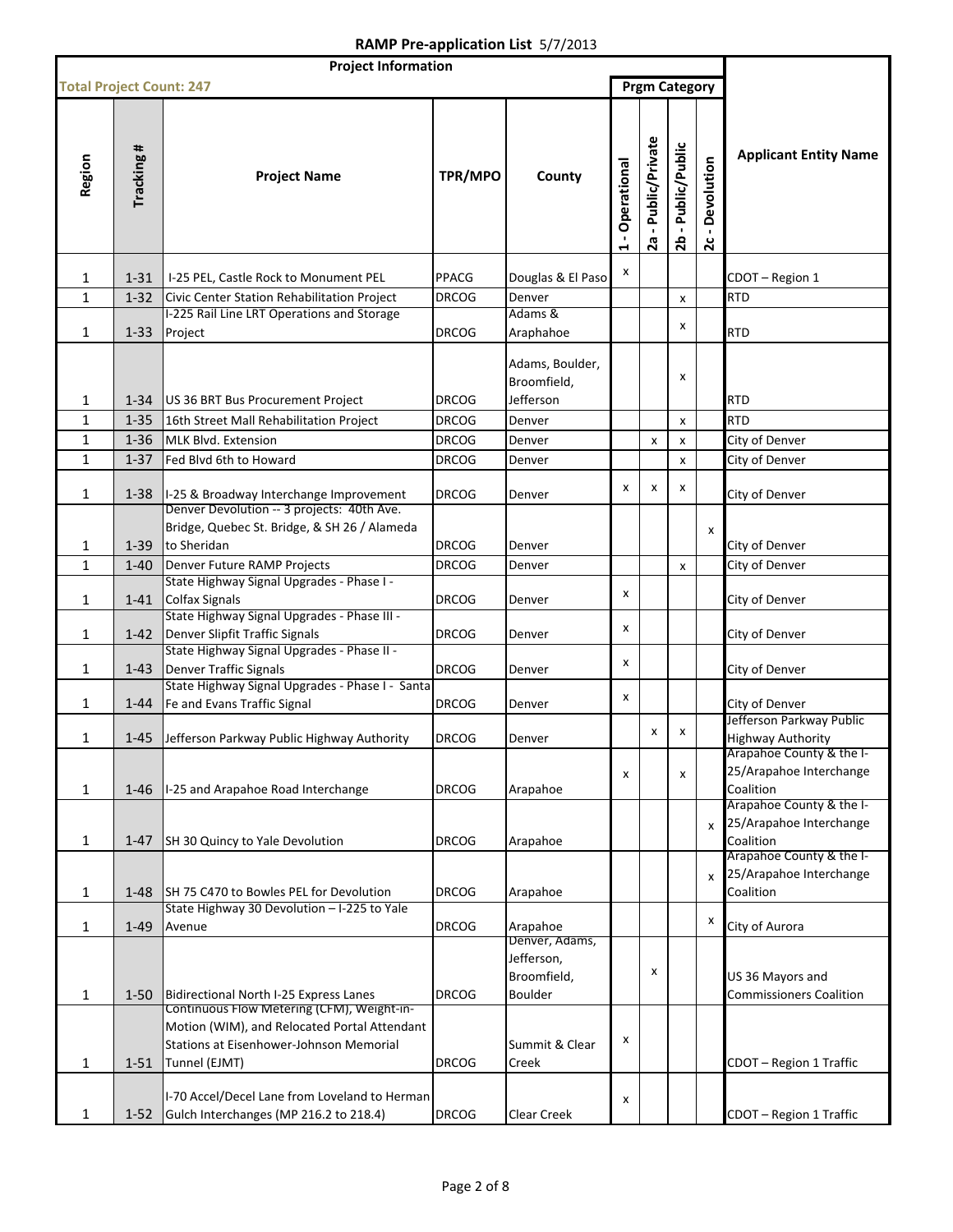# RAMP Pre-application List 5/7/2013

| Project Information | | | | | | | | | |
|---|---|---|---|---|---|---|---|---|---|
| **Total Project Count: 247** | | | | | **Prgm Category** | | | | |
| **Region** | **Tracking #** | **Project Name** | **TPR/MPO** | **County** | **1 - Operational** | **2a - Public/Private** | **2b - Public/Public** | **2c - Devolution** | **Applicant Entity Name** |
| 1 | 1-31 | I-25 PEL, Castle Rock to Monument PEL | PPACG | Douglas & El Paso | x | | | | CDOT – Region 1 |
| 1 | 1-32 | Civic Center Station Rehabilitation Project | DRCOG | Denver | | | x | | RTD |
| 1 | 1-33 | I-225 Rail Line LRT Operations and Storage Project | DRCOG | Adams & Araphahoe | | | x | | RTD |
| 1 | 1-34 | US 36 BRT Bus Procurement Project | DRCOG | Adams, Boulder, Broomfield, Jefferson | | | x | | RTD |
| 1 | 1-35 | 16th Street Mall Rehabilitation Project | DRCOG | Denver | | | x | | RTD |
| 1 | 1-36 | MLK Blvd. Extension | DRCOG | Denver | | x | x | | City of Denver |
| 1 | 1-37 | Fed Blvd 6th to Howard | DRCOG | Denver | | | x | | City of Denver |
| 1 | 1-38 | I-25 & Broadway Interchange Improvement | DRCOG | Denver | x | x | x | | City of Denver |
| 1 | 1-39 | Denver Devolution -- 3 projects: 40th Ave. Bridge, Quebec St. Bridge, & SH 26 / Alameda to Sheridan | DRCOG | Denver | | | | x | City of Denver |
| 1 | 1-40 | Denver Future RAMP Projects | DRCOG | Denver | | | x | | City of Denver |
| 1 | 1-41 | State Highway Signal Upgrades - Phase I - Colfax Signals | DRCOG | Denver | x | | | | City of Denver |
| 1 | 1-42 | State Highway Signal Upgrades - Phase III - Denver Slipfit Traffic Signals | DRCOG | Denver | x | | | | City of Denver |
| 1 | 1-43 | State Highway Signal Upgrades - Phase II - Denver Traffic Signals | DRCOG | Denver | x | | | | City of Denver |
| 1 | 1-44 | State Highway Signal Upgrades - Phase I - Santa Fe and Evans Traffic Signal | DRCOG | Denver | x | | | | City of Denver |
| 1 | 1-45 | Jefferson Parkway Public Highway Authority | DRCOG | Denver | | x | x | | Jefferson Parkway Public Highway Authority |
| 1 | 1-46 | I-25 and Arapahoe Road Interchange | DRCOG | Arapahoe | x | | x | | Arapahoe County & the I-25/Arapahoe Interchange Coalition |
| 1 | 1-47 | SH 30 Quincy to Yale Devolution | DRCOG | Arapahoe | | | | x | Arapahoe County & the I-25/Arapahoe Interchange Coalition |
| 1 | 1-48 | SH 75 C470 to Bowles PEL for Devolution | DRCOG | Arapahoe | | | | x | Arapahoe County & the I-25/Arapahoe Interchange Coalition |
| 1 | 1-49 | State Highway 30 Devolution – I-225 to Yale Avenue | DRCOG | Arapahoe | | | | x | City of Aurora |
| 1 | 1-50 | Bidirectional North I-25 Express Lanes | DRCOG | Denver, Adams, Jefferson, Broomfield, Boulder | | x | | | US 36 Mayors and Commissioners Coalition |
| 1 | 1-51 | Continuous Flow Metering (CFM), Weight-in-Motion (WIM), and Relocated Portal Attendant Stations at Eisenhower-Johnson Memorial Tunnel (EJMT) | DRCOG | Summit & Clear Creek | x | | | | CDOT – Region 1 Traffic |
| 1 | 1-52 | I-70 Accel/Decel Lane from Loveland to Herman Gulch Interchanges (MP 216.2 to 218.4) | DRCOG | Clear Creek | x | | | | CDOT – Region 1 Traffic |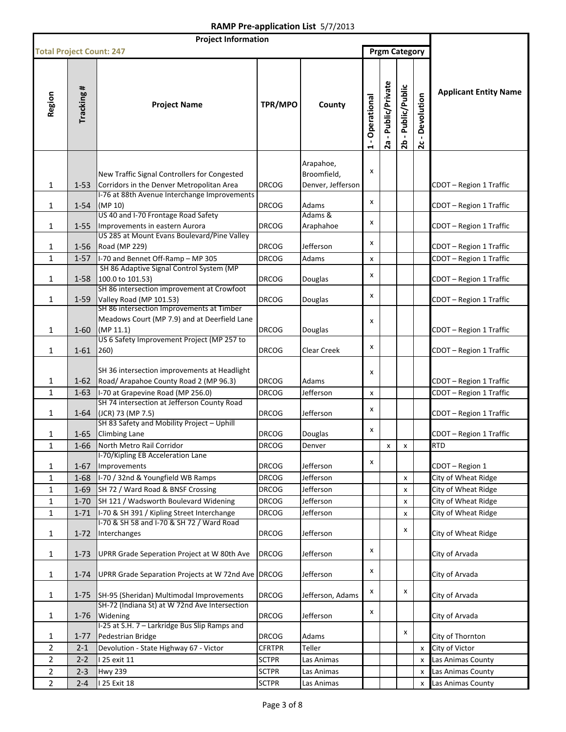**RAMP Pre-application List** 5/7/2013

| Project Information | | | | | | | | | |
|---|---|---|---|---|---|---|---|---|---|
| **Total Project Count: 247** | | | | | Prgm Category | | | | |
| Region | Tracking # | Project Name | TPR/MPO | County | 1 - Operational | 2a - Public/Private | 2b - Public/Public | 2c - Devolution | Applicant Entity Name |
| 1 | 1-53 | New Traffic Signal Controllers for Congested Corridors in the Denver Metropolitan Area | DRCOG | Arapahoe, Broomfield, Denver, Jefferson | x | | | | CDOT – Region 1 Traffic |
| 1 | 1-54 | I-76 at 88th Avenue Interchange Improvements (MP 10) | DRCOG | Adams | x | | | | CDOT – Region 1 Traffic |
| 1 | 1-55 | US 40 and I-70 Frontage Road Safety Improvements in eastern Aurora | DRCOG | Adams & Araphahoe | x | | | | CDOT – Region 1 Traffic |
| 1 | 1-56 | US 285 at Mount Evans Boulevard/Pine Valley Road (MP 229) | DRCOG | Jefferson | x | | | | CDOT – Region 1 Traffic |
| 1 | 1-57 | I-70 and Bennet Off-Ramp – MP 305 | DRCOG | Adams | x | | | | CDOT – Region 1 Traffic |
| 1 | 1-58 | SH 86 Adaptive Signal Control System (MP 100.0 to 101.53) | DRCOG | Douglas | x | | | | CDOT – Region 1 Traffic |
| 1 | 1-59 | SH 86 intersection improvement at Crowfoot Valley Road (MP 101.53) | DRCOG | Douglas | x | | | | CDOT – Region 1 Traffic |
| 1 | 1-60 | SH 86 intersection Improvements at Timber Meadows Court (MP 7.9) and at Deerfield Lane (MP 11.1) | DRCOG | Douglas | x | | | | CDOT – Region 1 Traffic |
| 1 | 1-61 | US 6 Safety Improvement Project (MP 257 to 260) | DRCOG | Clear Creek | x | | | | CDOT – Region 1 Traffic |
| 1 | 1-62 | SH 36 intersection improvements at Headlight Road/ Arapahoe County Road 2 (MP 96.3) | DRCOG | Adams | x | | | | CDOT – Region 1 Traffic |
| 1 | 1-63 | I-70 at Grapevine Road (MP 256.0) | DRCOG | Jefferson | x | | | | CDOT – Region 1 Traffic |
| 1 | 1-64 | SH 74 intersection at Jefferson County Road (JCR) 73 (MP 7.5) | DRCOG | Jefferson | x | | | | CDOT – Region 1 Traffic |
| 1 | 1-65 | SH 83 Safety and Mobility Project – Uphill Climbing Lane | DRCOG | Douglas | x | | | | CDOT – Region 1 Traffic |
| 1 | 1-66 | North Metro Rail Corridor | DRCOG | Denver | | x | x | | RTD |
| 1 | 1-67 | I-70/Kipling EB Acceleration Lane Improvements | DRCOG | Jefferson | x | | | | CDOT – Region 1 |
| 1 | 1-68 | I-70 / 32nd & Youngfield WB Ramps | DRCOG | Jefferson | | | x | | City of Wheat Ridge |
| 1 | 1-69 | SH 72 / Ward Road & BNSF Crossing | DRCOG | Jefferson | | | x | | City of Wheat Ridge |
| 1 | 1-70 | SH 121 / Wadsworth Boulevard Widening | DRCOG | Jefferson | | | x | | City of Wheat Ridge |
| 1 | 1-71 | I-70 & SH 391 / Kipling Street Interchange | DRCOG | Jefferson | | | x | | City of Wheat Ridge |
| 1 | 1-72 | I-70 & SH 58 and I-70 & SH 72 / Ward Road Interchanges | DRCOG | Jefferson | | | x | | City of Wheat Ridge |
| 1 | 1-73 | UPRR Grade Seperation Project at W 80th Ave | DRCOG | Jefferson | x | | | | City of Arvada |
| 1 | 1-74 | UPRR Grade Separation Projects at W 72nd Ave | DRCOG | Jefferson | x | | | | City of Arvada |
| 1 | 1-75 | SH-95 (Sheridan) Multimodal Improvements | DRCOG | Jefferson, Adams | x | | x | | City of Arvada |
| 1 | 1-76 | SH-72 (Indiana St) at W 72nd Ave Intersection Widening | DRCOG | Jefferson | x | | | | City of Arvada |
| 1 | 1-77 | I-25 at S.H. 7 – Larkridge Bus Slip Ramps and Pedestrian Bridge | DRCOG | Adams | | | x | | City of Thornton |
| 2 | 2-1 | Devolution - State Highway 67 - Victor | CFRTPR | Teller | | | | x | City of Victor |
| 2 | 2-2 | I 25 exit 11 | SCTPR | Las Animas | | | | x | Las Animas County |
| 2 | 2-3 | Hwy 239 | SCTPR | Las Animas | | | | x | Las Animas County |
| 2 | 2-4 | I 25 Exit 18 | SCTPR | Las Animas | | | | x | Las Animas County |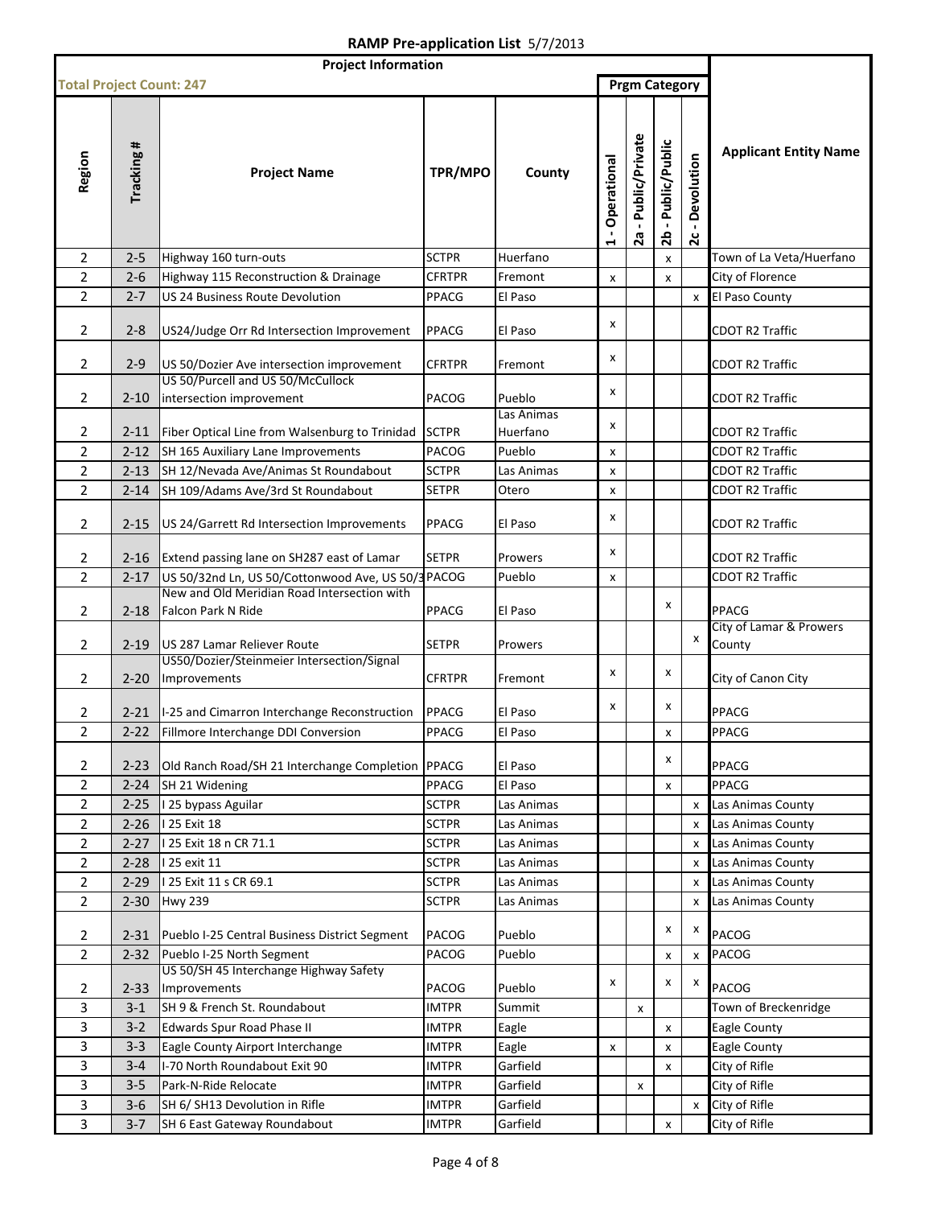## RAMP Pre-application List 5/7/2013

**Project Information**

**Total Project Count: 247**

| Region | Tracking # | Project Name | TPR/MPO | County | Prgm Category: 1 - Operational | 2a - Public/Private | 2b - Public/Public | 2c - Devolution | Applicant Entity Name |
|---|---|---|---|---|---|---|---|---|---|
| 2 | 2-5 | Highway 160 turn-outs | SCTPR | Huerfano | | | x | | Town of La Veta/Huerfano |
| 2 | 2-6 | Highway 115 Reconstruction & Drainage | CFRTPR | Fremont | x | | x | | City of Florence |
| 2 | 2-7 | US 24 Business Route Devolution | PPACG | El Paso | | | | x | El Paso County |
| 2 | 2-8 | US24/Judge Orr Rd Intersection Improvement | PPACG | El Paso | x | | | | CDOT R2 Traffic |
| 2 | 2-9 | US 50/Dozier Ave intersection improvement | CFRTPR | Fremont | x | | | | CDOT R2 Traffic |
| 2 | 2-10 | US 50/Purcell and US 50/McCullock intersection improvement | PACOG | Pueblo | x | | | | CDOT R2 Traffic |
| 2 | 2-11 | Fiber Optical Line from Walsenburg to Trinidad | SCTPR | Las Animas Huerfano | x | | | | CDOT R2 Traffic |
| 2 | 2-12 | SH 165 Auxiliary Lane Improvements | PACOG | Pueblo | x | | | | CDOT R2 Traffic |
| 2 | 2-13 | SH 12/Nevada Ave/Animas St Roundabout | SCTPR | Las Animas | x | | | | CDOT R2 Traffic |
| 2 | 2-14 | SH 109/Adams Ave/3rd St Roundabout | SETPR | Otero | x | | | | CDOT R2 Traffic |
| 2 | 2-15 | US 24/Garrett Rd Intersection Improvements | PPACG | El Paso | x | | | | CDOT R2 Traffic |
| 2 | 2-16 | Extend passing lane on SH287 east of Lamar | SETPR | Prowers | x | | | | CDOT R2 Traffic |
| 2 | 2-17 | US 50/32nd Ln, US 50/Cottonwood Ave, US 50/3 | PACOG | Pueblo | x | | | | CDOT R2 Traffic |
| 2 | 2-18 | New and Old Meridian Road Intersection with Falcon Park N Ride | PPACG | El Paso | | | x | | PPACG |
| 2 | 2-19 | US 287 Lamar Reliever Route | SETPR | Prowers | | | | x | City of Lamar & Prowers County |
| 2 | 2-20 | US50/Dozier/Steinmeier Intersection/Signal Improvements | CFRTPR | Fremont | x | | x | | City of Canon City |
| 2 | 2-21 | I-25 and Cimarron Interchange Reconstruction | PPACG | El Paso | x | | x | | PPACG |
| 2 | 2-22 | Fillmore Interchange DDI Conversion | PPACG | El Paso | | | x | | PPACG |
| 2 | 2-23 | Old Ranch Road/SH 21 Interchange Completion | PPACG | El Paso | | | x | | PPACG |
| 2 | 2-24 | SH 21 Widening | PPACG | El Paso | | | x | | PPACG |
| 2 | 2-25 | I 25 bypass Aguilar | SCTPR | Las Animas | | | | x | Las Animas County |
| 2 | 2-26 | I 25 Exit 18 | SCTPR | Las Animas | | | | x | Las Animas County |
| 2 | 2-27 | I 25 Exit 18 n CR 71.1 | SCTPR | Las Animas | | | | x | Las Animas County |
| 2 | 2-28 | I 25 exit 11 | SCTPR | Las Animas | | | | x | Las Animas County |
| 2 | 2-29 | I 25 Exit 11 s CR 69.1 | SCTPR | Las Animas | | | | x | Las Animas County |
| 2 | 2-30 | Hwy 239 | SCTPR | Las Animas | | | | x | Las Animas County |
| 2 | 2-31 | Pueblo I-25 Central Business District Segment | PACOG | Pueblo | | | x | x | PACOG |
| 2 | 2-32 | Pueblo I-25 North Segment | PACOG | Pueblo | | | x | x | PACOG |
| 2 | 2-33 | US 50/SH 45 Interchange Highway Safety Improvements | PACOG | Pueblo | x | | x | x | PACOG |
| 3 | 3-1 | SH 9 & French St. Roundabout | IMTPR | Summit | | x | | | Town of Breckenridge |
| 3 | 3-2 | Edwards Spur Road Phase II | IMTPR | Eagle | | | x | | Eagle County |
| 3 | 3-3 | Eagle County Airport Interchange | IMTPR | Eagle | x | | x | | Eagle County |
| 3 | 3-4 | I-70 North Roundabout Exit 90 | IMTPR | Garfield | | | x | | City of Rifle |
| 3 | 3-5 | Park-N-Ride Relocate | IMTPR | Garfield | | x | | | City of Rifle |
| 3 | 3-6 | SH 6/ SH13 Devolution in Rifle | IMTPR | Garfield | | | | x | City of Rifle |
| 3 | 3-7 | SH 6 East Gateway Roundabout | IMTPR | Garfield | | | x | | City of Rifle |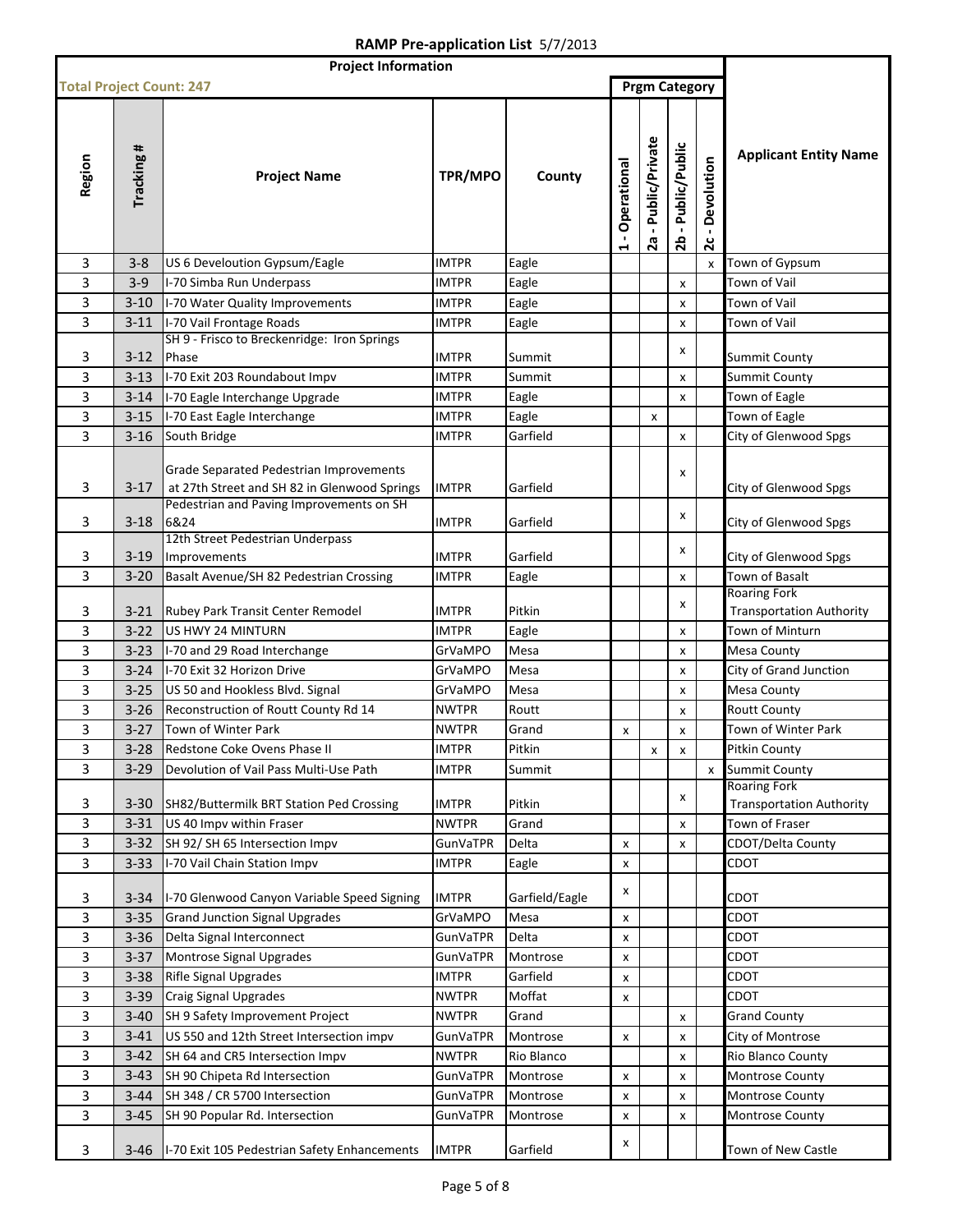**RAMP Pre-application List** 5/7/2013

| Project Information | | | | | | | | | |
|---|---|---|---|---|---|---|---|---|---|
| **Total Project Count: 247** | | | | | **Prgm Category** | | | | |
| Region | Tracking # | Project Name | TPR/MPO | County | 1 - Operational | 2a - Public/Private | 2b - Public/Public | 2c - Devolution | Applicant Entity Name |
| 3 | 3-8 | US 6 Develoution Gypsum/Eagle | IMTPR | Eagle | | | | x | Town of Gypsum |
| 3 | 3-9 | I-70 Simba Run Underpass | IMTPR | Eagle | | | x | | Town of Vail |
| 3 | 3-10 | I-70 Water Quality Improvements | IMTPR | Eagle | | | x | | Town of Vail |
| 3 | 3-11 | I-70 Vail Frontage Roads | IMTPR | Eagle | | | x | | Town of Vail |
| 3 | 3-12 | SH 9 - Frisco to Breckenridge: Iron Springs Phase | IMTPR | Summit | | | x | | Summit County |
| 3 | 3-13 | I-70 Exit 203 Roundabout Impv | IMTPR | Summit | | | x | | Summit County |
| 3 | 3-14 | I-70 Eagle Interchange Upgrade | IMTPR | Eagle | | | x | | Town of Eagle |
| 3 | 3-15 | I-70 East Eagle Interchange | IMTPR | Eagle | | x | | | Town of Eagle |
| 3 | 3-16 | South Bridge | IMTPR | Garfield | | | x | | City of Glenwood Spgs |
| 3 | 3-17 | Grade Separated Pedestrian Improvements at 27th Street and SH 82 in Glenwood Springs | IMTPR | Garfield | | | x | | City of Glenwood Spgs |
| 3 | 3-18 | Pedestrian and Paving Improvements on SH 6&24 | IMTPR | Garfield | | | x | | City of Glenwood Spgs |
| 3 | 3-19 | 12th Street Pedestrian Underpass Improvements | IMTPR | Garfield | | | x | | City of Glenwood Spgs |
| 3 | 3-20 | Basalt Avenue/SH 82 Pedestrian Crossing | IMTPR | Eagle | | | x | | Town of Basalt |
| 3 | 3-21 | Rubey Park Transit Center Remodel | IMTPR | Pitkin | | | x | | Roaring Fork Transportation Authority |
| 3 | 3-22 | US HWY 24 MINTURN | IMTPR | Eagle | | | x | | Town of Minturn |
| 3 | 3-23 | I-70 and 29 Road Interchange | GrVaMPO | Mesa | | | x | | Mesa County |
| 3 | 3-24 | I-70 Exit 32 Horizon Drive | GrVaMPO | Mesa | | | x | | City of Grand Junction |
| 3 | 3-25 | US 50 and Hookless Blvd. Signal | GrVaMPO | Mesa | | | x | | Mesa County |
| 3 | 3-26 | Reconstruction of Routt County Rd 14 | NWTPR | Routt | | | x | | Routt County |
| 3 | 3-27 | Town of Winter Park | NWTPR | Grand | x | | x | | Town of Winter Park |
| 3 | 3-28 | Redstone Coke Ovens Phase II | IMTPR | Pitkin | | x | x | | Pitkin County |
| 3 | 3-29 | Devolution of Vail Pass Multi-Use Path | IMTPR | Summit | | | | x | Summit County |
| 3 | 3-30 | SH82/Buttermilk BRT Station Ped Crossing | IMTPR | Pitkin | | | x | | Roaring Fork Transportation Authority |
| 3 | 3-31 | US 40 Impv within Fraser | NWTPR | Grand | | | x | | Town of Fraser |
| 3 | 3-32 | SH 92/ SH 65 Intersection Impv | GunVaTPR | Delta | x | | x | | CDOT/Delta County |
| 3 | 3-33 | I-70 Vail Chain Station Impv | IMTPR | Eagle | x | | | | CDOT |
| 3 | 3-34 | I-70 Glenwood Canyon Variable Speed Signing | IMTPR | Garfield/Eagle | x | | | | CDOT |
| 3 | 3-35 | Grand Junction Signal Upgrades | GrVaMPO | Mesa | x | | | | CDOT |
| 3 | 3-36 | Delta Signal Interconnect | GunVaTPR | Delta | x | | | | CDOT |
| 3 | 3-37 | Montrose Signal Upgrades | GunVaTPR | Montrose | x | | | | CDOT |
| 3 | 3-38 | Rifle Signal Upgrades | IMTPR | Garfield | x | | | | CDOT |
| 3 | 3-39 | Craig Signal Upgrades | NWTPR | Moffat | x | | | | CDOT |
| 3 | 3-40 | SH 9 Safety Improvement Project | NWTPR | Grand | | | x | | Grand County |
| 3 | 3-41 | US 550 and 12th Street Intersection impv | GunVaTPR | Montrose | x | | x | | City of Montrose |
| 3 | 3-42 | SH 64 and CR5 Intersection Impv | NWTPR | Rio Blanco | | | x | | Rio Blanco County |
| 3 | 3-43 | SH 90 Chipeta Rd Intersection | GunVaTPR | Montrose | x | | x | | Montrose County |
| 3 | 3-44 | SH 348 / CR 5700 Intersection | GunVaTPR | Montrose | x | | x | | Montrose County |
| 3 | 3-45 | SH 90 Popular Rd. Intersection | GunVaTPR | Montrose | x | | x | | Montrose County |
| 3 | 3-46 | I-70 Exit 105 Pedestrian Safety Enhancements | IMTPR | Garfield | x | | | | Town of New Castle |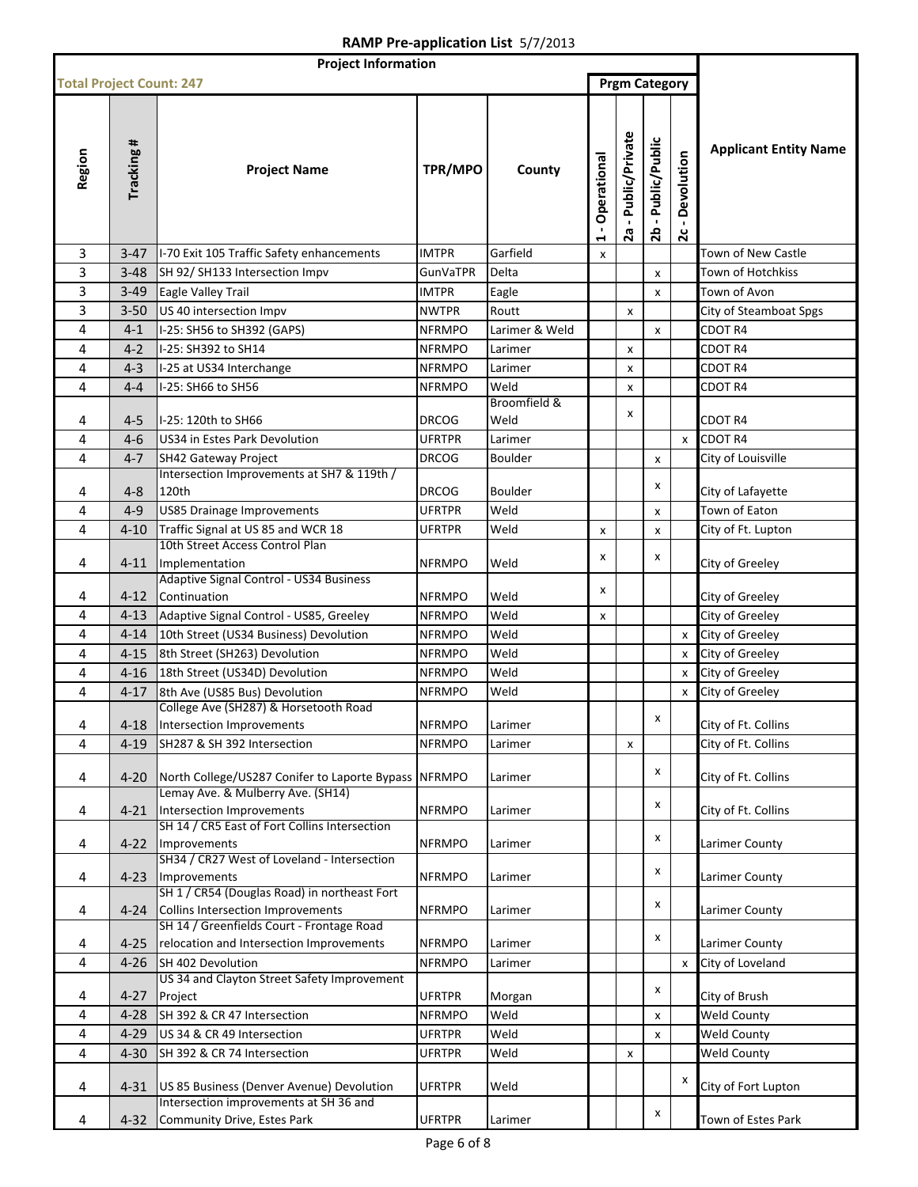# RAMP Pre-application List 5/7/2013

| Project Information | | | | | Prgm Category | | | | |
|---|---|---|---|---|---|---|---|---|---|
| **Total Project Count: 247** | | | | | | | | | |
| **Region** | **Tracking #** | **Project Name** | **TPR/MPO** | **County** | **1 - Operational** | **2a - Public/Private** | **2b - Public/Public** | **2c - Devolution** | **Applicant Entity Name** |
| 3 | 3-47 | I-70 Exit 105 Traffic Safety enhancements | IMTPR | Garfield | x | | | | Town of New Castle |
| 3 | 3-48 | SH 92/ SH133 Intersection Impv | GunVaTPR | Delta | | | x | | Town of Hotchkiss |
| 3 | 3-49 | Eagle Valley Trail | IMTPR | Eagle | | | x | | Town of Avon |
| 3 | 3-50 | US 40 intersection Impv | NWTPR | Routt | | x | | | City of Steamboat Spgs |
| 4 | 4-1 | I-25: SH56 to SH392 (GAPS) | NFRMPO | Larimer & Weld | | | x | | CDOT R4 |
| 4 | 4-2 | I-25: SH392 to SH14 | NFRMPO | Larimer | | x | | | CDOT R4 |
| 4 | 4-3 | I-25 at US34 Interchange | NFRMPO | Larimer | | x | | | CDOT R4 |
| 4 | 4-4 | I-25: SH66 to SH56 | NFRMPO | Weld | | x | | | CDOT R4 |
| 4 | 4-5 | I-25: 120th to SH66 | DRCOG | Broomfield & Weld | | x | | | CDOT R4 |
| 4 | 4-6 | US34 in Estes Park Devolution | UFRTPR | Larimer | | | | x | CDOT R4 |
| 4 | 4-7 | SH42 Gateway Project | DRCOG | Boulder | | | x | | City of Louisville |
| 4 | 4-8 | Intersection Improvements at SH7 & 119th / 120th | DRCOG | Boulder | | | x | | City of Lafayette |
| 4 | 4-9 | US85 Drainage Improvements | UFRTPR | Weld | | | x | | Town of Eaton |
| 4 | 4-10 | Traffic Signal at US 85 and WCR 18 | UFRTPR | Weld | x | | x | | City of Ft. Lupton |
| 4 | 4-11 | 10th Street Access Control Plan Implementation | NFRMPO | Weld | x | | x | | City of Greeley |
| 4 | 4-12 | Adaptive Signal Control - US34 Business Continuation | NFRMPO | Weld | x | | | | City of Greeley |
| 4 | 4-13 | Adaptive Signal Control - US85, Greeley | NFRMPO | Weld | x | | | | City of Greeley |
| 4 | 4-14 | 10th Street (US34 Business) Devolution | NFRMPO | Weld | | | | x | City of Greeley |
| 4 | 4-15 | 8th Street (SH263) Devolution | NFRMPO | Weld | | | | x | City of Greeley |
| 4 | 4-16 | 18th Street (US34D) Devolution | NFRMPO | Weld | | | | x | City of Greeley |
| 4 | 4-17 | 8th Ave (US85 Bus) Devolution | NFRMPO | Weld | | | | x | City of Greeley |
| 4 | 4-18 | College Ave (SH287) & Horsetooth Road Intersection Improvements | NFRMPO | Larimer | | | x | | City of Ft. Collins |
| 4 | 4-19 | SH287 & SH 392 Intersection | NFRMPO | Larimer | | x | | | City of Ft. Collins |
| 4 | 4-20 | North College/US287 Conifer to Laporte Bypass | NFRMPO | Larimer | | | x | | City of Ft. Collins |
| 4 | 4-21 | Lemay Ave. & Mulberry Ave. (SH14) Intersection Improvements | NFRMPO | Larimer | | | x | | City of Ft. Collins |
| 4 | 4-22 | SH 14 / CR5 East of Fort Collins Intersection Improvements | NFRMPO | Larimer | | | x | | Larimer County |
| 4 | 4-23 | SH34 / CR27 West of Loveland - Intersection Improvements | NFRMPO | Larimer | | | x | | Larimer County |
| 4 | 4-24 | SH 1 / CR54 (Douglas Road) in northeast Fort Collins Intersection Improvements | NFRMPO | Larimer | | | x | | Larimer County |
| 4 | 4-25 | SH 14 / Greenfields Court - Frontage Road relocation and Intersection Improvements | NFRMPO | Larimer | | | x | | Larimer County |
| 4 | 4-26 | SH 402 Devolution | NFRMPO | Larimer | | | | x | City of Loveland |
| 4 | 4-27 | US 34 and Clayton Street Safety Improvement Project | UFRTPR | Morgan | | | x | | City of Brush |
| 4 | 4-28 | SH 392 & CR 47 Intersection | NFRMPO | Weld | | | x | | Weld County |
| 4 | 4-29 | US 34 & CR 49 Intersection | UFRTPR | Weld | | | x | | Weld County |
| 4 | 4-30 | SH 392 & CR 74 Intersection | UFRTPR | Weld | | x | | | Weld County |
| 4 | 4-31 | US 85 Business (Denver Avenue) Devolution | UFRTPR | Weld | | | | x | City of Fort Lupton |
| 4 | 4-32 | Intersection improvements at SH 36 and Community Drive, Estes Park | UFRTPR | Larimer | | | x | | Town of Estes Park |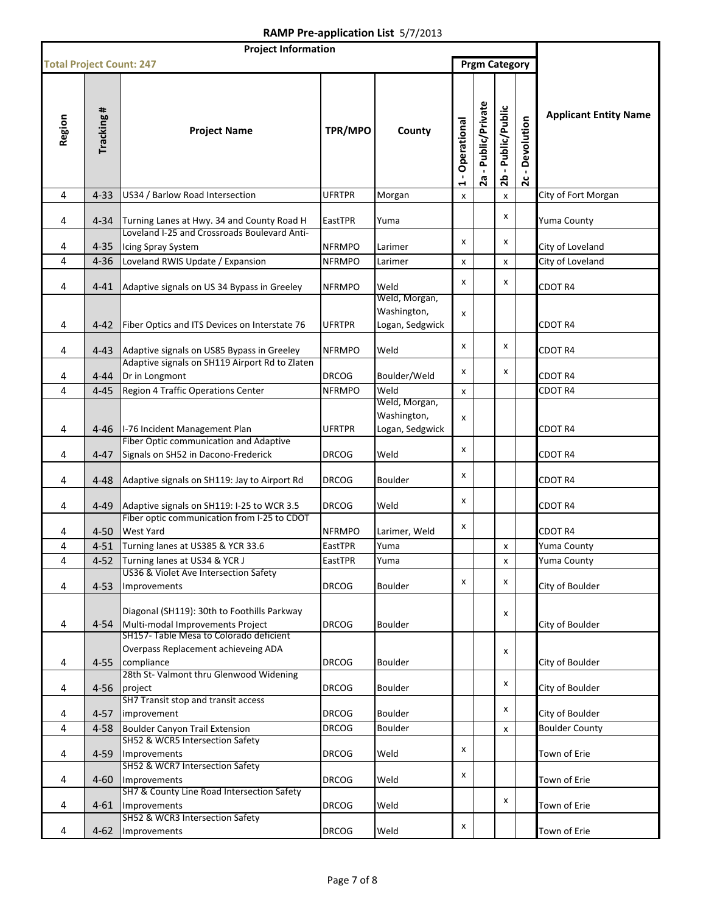# RAMP Pre-application List 5/7/2013

| Project Information | | | | | Prgm Category | | | | |
|---|---|---|---|---|---|---|---|---|---|
| **Total Project Count: 247** | | | | | | | | | |
| Region | Tracking # | Project Name | TPR/MPO | County | 1 - Operational | 2a - Public/Private | 2b - Public/Public | 2c - Devolution | Applicant Entity Name |
| 4 | 4-33 | US34 / Barlow Road Intersection | UFRTPR | Morgan | x | | x | | City of Fort Morgan |
| 4 | 4-34 | Turning Lanes at Hwy. 34 and County Road H | EastTPR | Yuma | | | x | | Yuma County |
| 4 | 4-35 | Loveland I-25 and Crossroads Boulevard Anti-Icing Spray System | NFRMPO | Larimer | x | | x | | City of Loveland |
| 4 | 4-36 | Loveland RWIS Update / Expansion | NFRMPO | Larimer | x | | x | | City of Loveland |
| 4 | 4-41 | Adaptive signals on US 34 Bypass in Greeley | NFRMPO | Weld | x | | x | | CDOT R4 |
| 4 | 4-42 | Fiber Optics and ITS Devices on Interstate 76 | UFRTPR | Weld, Morgan, Washington, Logan, Sedgwick | x | | | | CDOT R4 |
| 4 | 4-43 | Adaptive signals on US85 Bypass in Greeley | NFRMPO | Weld | x | | x | | CDOT R4 |
| 4 | 4-44 | Adaptive signals on SH119 Airport Rd to Zlaten Dr in Longmont | DRCOG | Boulder/Weld | x | | x | | CDOT R4 |
| 4 | 4-45 | Region 4 Traffic Operations Center | NFRMPO | Weld | x | | | | CDOT R4 |
| 4 | 4-46 | I-76 Incident Management Plan | UFRTPR | Weld, Morgan, Washington, Logan, Sedgwick | x | | | | CDOT R4 |
| 4 | 4-47 | Fiber Optic communication and Adaptive Signals on SH52 in Dacono-Frederick | DRCOG | Weld | x | | | | CDOT R4 |
| 4 | 4-48 | Adaptive signals on SH119: Jay to Airport Rd | DRCOG | Boulder | x | | | | CDOT R4 |
| 4 | 4-49 | Adaptive signals on SH119: I-25 to WCR 3.5 | DRCOG | Weld | x | | | | CDOT R4 |
| 4 | 4-50 | Fiber optic communication from I-25 to CDOT West Yard | NFRMPO | Larimer, Weld | x | | | | CDOT R4 |
| 4 | 4-51 | Turning lanes at US385 & YCR 33.6 | EastTPR | Yuma | | | x | | Yuma County |
| 4 | 4-52 | Turning lanes at US34 & YCR J | EastTPR | Yuma | | | x | | Yuma County |
| 4 | 4-53 | US36 & Violet Ave Intersection Safety Improvements | DRCOG | Boulder | x | | x | | City of Boulder |
| 4 | 4-54 | Diagonal (SH119): 30th to Foothills Parkway Multi-modal Improvements Project | DRCOG | Boulder | | | x | | City of Boulder |
| 4 | 4-55 | SH157- Table Mesa to Colorado deficient Overpass Replacement achieveing ADA compliance | DRCOG | Boulder | | | x | | City of Boulder |
| 4 | 4-56 | 28th St- Valmont thru Glenwood Widening project | DRCOG | Boulder | | | x | | City of Boulder |
| 4 | 4-57 | SH7 Transit stop and transit access improvement | DRCOG | Boulder | | | x | | City of Boulder |
| 4 | 4-58 | Boulder Canyon Trail Extension | DRCOG | Boulder | | | x | | Boulder County |
| 4 | 4-59 | SH52 & WCR5 Intersection Safety Improvements | DRCOG | Weld | x | | | | Town of Erie |
| 4 | 4-60 | SH52 & WCR7 Intersection Safety Improvements | DRCOG | Weld | x | | | | Town of Erie |
| 4 | 4-61 | SH7 & County Line Road Intersection Safety Improvements | DRCOG | Weld | | | x | | Town of Erie |
| 4 | 4-62 | SH52 & WCR3 Intersection Safety Improvements | DRCOG | Weld | x | | | | Town of Erie |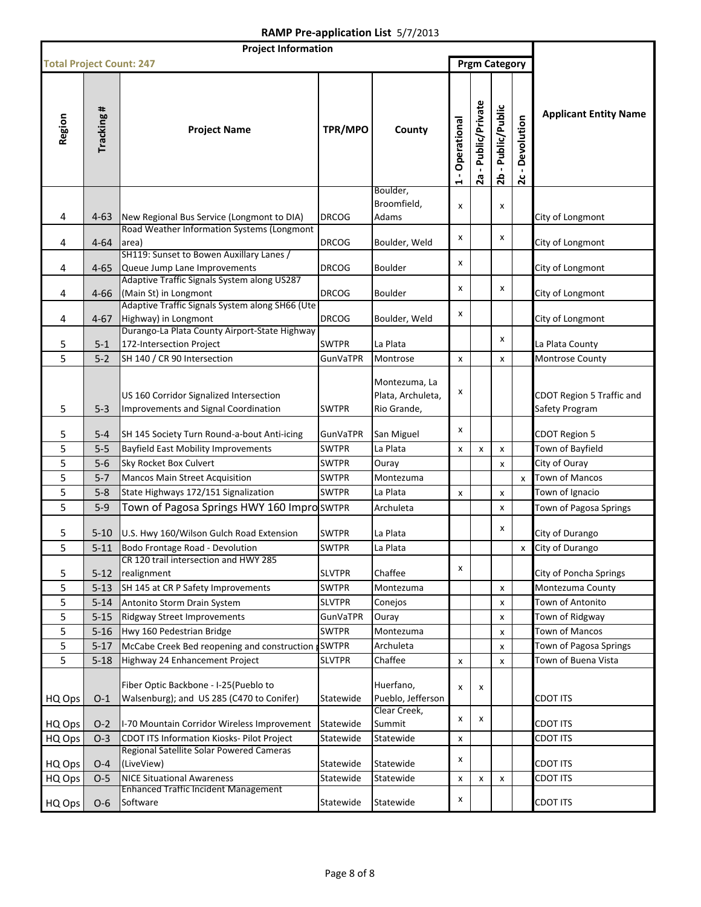**RAMP Pre-application List** 5/7/2013

| Project Information | | | | | | | | | |
|---|---|---|---|---|---|---|---|---|---|
| Total Project Count: 247 | | | | | Prgm Category | | | | |
| Region | Tracking # | Project Name | TPR/MPO | County | 1 - Operational | 2a - Public/Private | 2b - Public/Public | 2c - Devolution | Applicant Entity Name |
| 4 | 4-63 | New Regional Bus Service (Longmont to DIA) | DRCOG | Boulder, Broomfield, Adams | x | | x | | City of Longmont |
| 4 | 4-64 | Road Weather Information Systems (Longmont area) | DRCOG | Boulder, Weld | x | | x | | City of Longmont |
| 4 | 4-65 | SH119: Sunset to Bowen Auxillary Lanes / Queue Jump Lane Improvements | DRCOG | Boulder | x | | | | City of Longmont |
| 4 | 4-66 | Adaptive Traffic Signals System along US287 (Main St) in Longmont | DRCOG | Boulder | x | | x | | City of Longmont |
| 4 | 4-67 | Adaptive Traffic Signals System along SH66 (Ute Highway) in Longmont | DRCOG | Boulder, Weld | x | | | | City of Longmont |
| 5 | 5-1 | Durango-La Plata County Airport-State Highway 172-Intersection Project | SWTPR | La Plata | | | x | | La Plata County |
| 5 | 5-2 | SH 140 / CR 90 Intersection | GunVaTPR | Montrose | x | | x | | Montrose County |
| 5 | 5-3 | US 160 Corridor Signalized Intersection Improvements and Signal Coordination | SWTPR | Montezuma, La Plata, Archuleta, Rio Grande, | x | | | | CDOT Region 5 Traffic and Safety Program |
| 5 | 5-4 | SH 145 Society Turn Round-a-bout Anti-icing | GunVaTPR | San Miguel | x | | | | CDOT Region 5 |
| 5 | 5-5 | Bayfield East Mobility Improvements | SWTPR | La Plata | x | x | x | | Town of Bayfield |
| 5 | 5-6 | Sky Rocket Box Culvert | SWTPR | Ouray | | | x | | City of Ouray |
| 5 | 5-7 | Mancos Main Street Acquisition | SWTPR | Montezuma | | | | x | Town of Mancos |
| 5 | 5-8 | State Highways 172/151 Signalization | SWTPR | La Plata | x | | x | | Town of Ignacio |
| 5 | 5-9 | Town of Pagosa Springs HWY 160 Impro | SWTPR | Archuleta | | | x | | Town of Pagosa Springs |
| 5 | 5-10 | U.S. Hwy 160/Wilson Gulch Road Extension | SWTPR | La Plata | | | x | | City of Durango |
| 5 | 5-11 | Bodo Frontage Road - Devolution | SWTPR | La Plata | | | | x | City of Durango |
| 5 | 5-12 | CR 120 trail intersection and HWY 285 realignment | SLVTPR | Chaffee | x | | | | City of Poncha Springs |
| 5 | 5-13 | SH 145 at CR P Safety Improvements | SWTPR | Montezuma | | | x | | Montezuma County |
| 5 | 5-14 | Antonito Storm Drain System | SLVTPR | Conejos | | | x | | Town of Antonito |
| 5 | 5-15 | Ridgway Street Improvements | GunVaTPR | Ouray | | | x | | Town of Ridgway |
| 5 | 5-16 | Hwy 160 Pedestrian Bridge | SWTPR | Montezuma | | | x | | Town of Mancos |
| 5 | 5-17 | McCabe Creek Bed reopening and construction | SWTPR | Archuleta | | | x | | Town of Pagosa Springs |
| 5 | 5-18 | Highway 24 Enhancement Project | SLVTPR | Chaffee | x | | x | | Town of Buena Vista |
| HQ Ops | O-1 | Fiber Optic Backbone - I-25(Pueblo to Walsenburg); and US 285 (C470 to Conifer) | Statewide | Huerfano, Pueblo, Jefferson | x | x | | | CDOT ITS |
| HQ Ops | O-2 | I-70 Mountain Corridor Wireless Improvement | Statewide | Clear Creek, Summit | x | x | | | CDOT ITS |
| HQ Ops | O-3 | CDOT ITS Information Kiosks- Pilot Project | Statewide | Statewide | x | | | | CDOT ITS |
| HQ Ops | O-4 | Regional Satellite Solar Powered Cameras (LiveView) | Statewide | Statewide | x | | | | CDOT ITS |
| HQ Ops | O-5 | NICE Situational Awareness | Statewide | Statewide | x | x | x | | CDOT ITS |
| HQ Ops | O-6 | Enhanced Traffic Incident Management Software | Statewide | Statewide | x | | | | CDOT ITS |